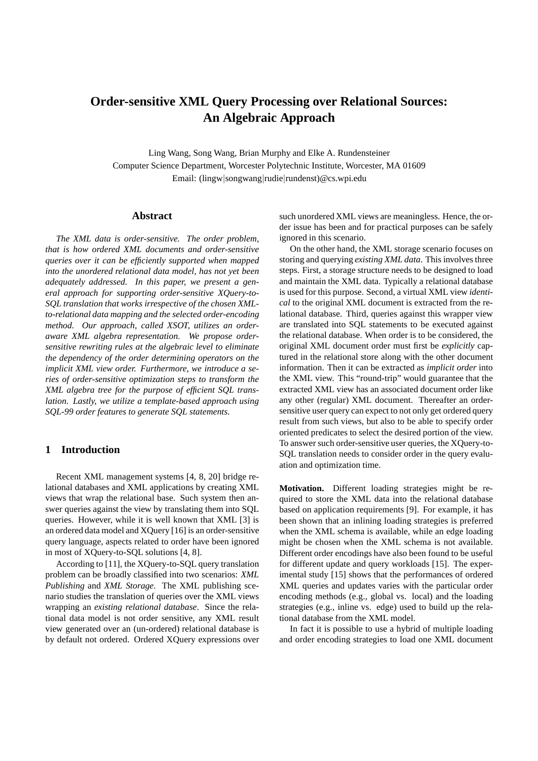# Order-sensitive XML Query Processing over Relational Sources: An Algebraic Approach

Ling Wang, Song Wang, Brian Murphy and Elke A. Rundensteiner
Computer Science Department, Worcester Polytechnic Institute, Worcester, MA 01609
Email: (lingw|songwang|rudie|rundenst)@cs.wpi.edu

## Abstract

*The XML data is order-sensitive. The order problem, that is how ordered XML documents and order-sensitive queries over it can be efficiently supported when mapped into the unordered relational data model, has not yet been adequately addressed. In this paper, we present a general approach for supporting order-sensitive XQuery-to-SQL translation that works irrespective of the chosen XML-to-relational data mapping and the selected order-encoding method. Our approach, called XSOT, utilizes an order-aware XML algebra representation. We propose order-sensitive rewriting rules at the algebraic level to eliminate the dependency of the order determining operators on the implicit XML view order. Furthermore, we introduce a series of order-sensitive optimization steps to transform the XML algebra tree for the purpose of efficient SQL translation. Lastly, we utilize a template-based approach using SQL-99 order features to generate SQL statements.*

## 1 Introduction

Recent XML management systems [4, 8, 20] bridge relational databases and XML applications by creating XML views that wrap the relational base. Such system then answer queries against the view by translating them into SQL queries. However, while it is well known that XML [3] is an ordered data model and XQuery [16] is an order-sensitive query language, aspects related to order have been ignored in most of XQuery-to-SQL solutions [4, 8].

According to [11], the XQuery-to-SQL query translation problem can be broadly classified into two scenarios: *XML Publishing* and *XML Storage*. The XML publishing scenario studies the translation of queries over the XML views wrapping an *existing relational database*. Since the relational data model is not order sensitive, any XML result view generated over an (un-ordered) relational database is by default not ordered. Ordered XQuery expressions over such unordered XML views are meaningless. Hence, the order issue has been and for practical purposes can be safely ignored in this scenario.

On the other hand, the XML storage scenario focuses on storing and querying *existing XML data*. This involves three steps. First, a storage structure needs to be designed to load and maintain the XML data. Typically a relational database is used for this purpose. Second, a virtual XML view *identical* to the original XML document is extracted from the relational database. Third, queries against this wrapper view are translated into SQL statements to be executed against the relational database. When order is to be considered, the original XML document order must first be *explicitly* captured in the relational store along with the other document information. Then it can be extracted as *implicit order* into the XML view. This "round-trip" would guarantee that the extracted XML view has an associated document order like any other (regular) XML document. Thereafter an order-sensitive user query can expect to not only get ordered query result from such views, but also to be able to specify order oriented predicates to select the desired portion of the view. To answer such order-sensitive user queries, the XQuery-to-SQL translation needs to consider order in the query evaluation and optimization time.

**Motivation.** Different loading strategies might be required to store the XML data into the relational database based on application requirements [9]. For example, it has been shown that an inlining loading strategies is preferred when the XML schema is available, while an edge loading might be chosen when the XML schema is not available. Different order encodings have also been found to be useful for different update and query workloads [15]. The experimental study [15] shows that the performances of ordered XML queries and updates varies with the particular order encoding methods (e.g., global vs. local) and the loading strategies (e.g., inline vs. edge) used to build up the relational database from the XML model.

In fact it is possible to use a hybrid of multiple loading and order encoding strategies to load one XML document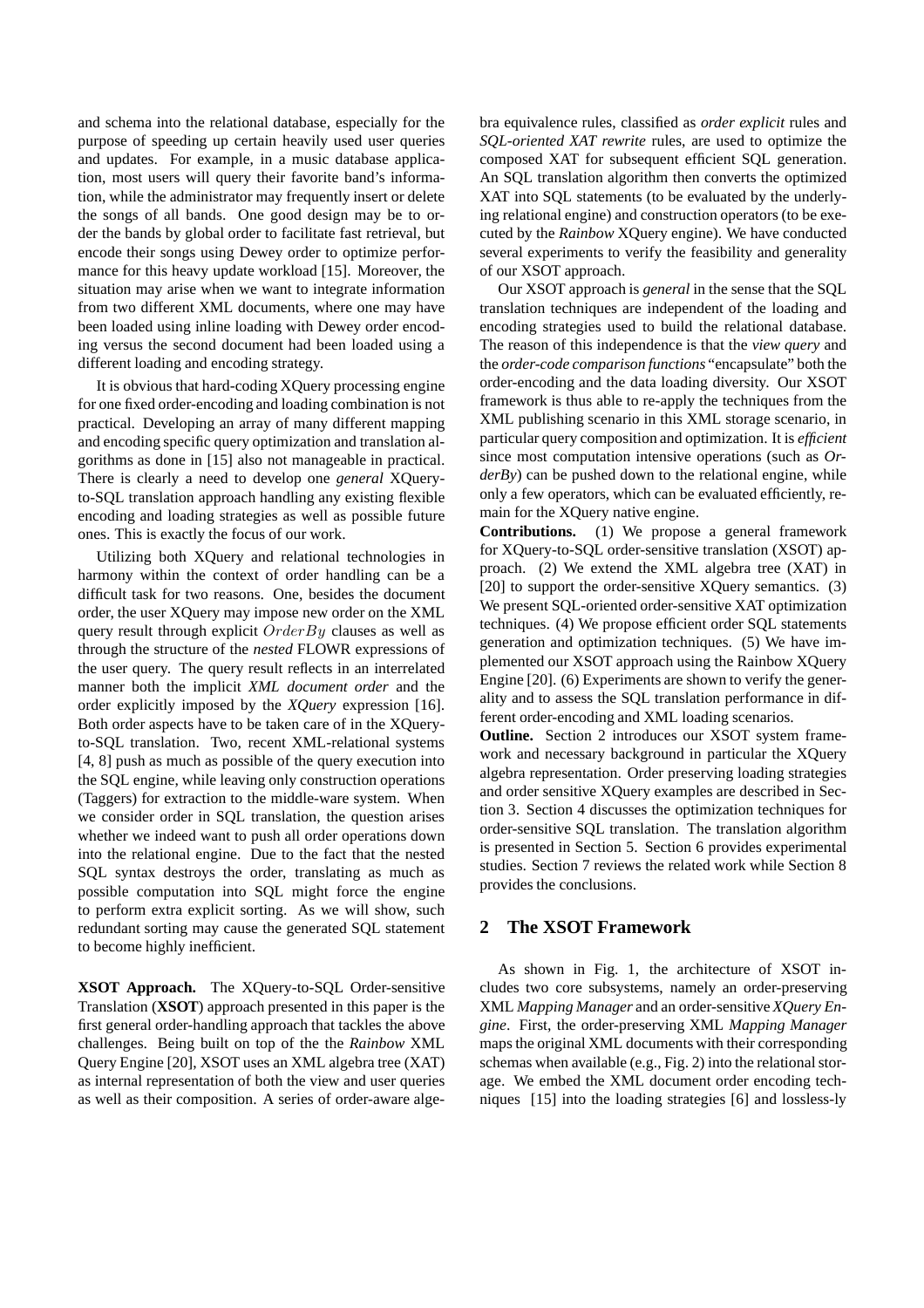and schema into the relational database, especially for the purpose of speeding up certain heavily used user queries and updates. For example, in a music database application, most users will query their favorite band's information, while the administrator may frequently insert or delete the songs of all bands. One good design may be to order the bands by global order to facilitate fast retrieval, but encode their songs using Dewey order to optimize performance for this heavy update workload [15]. Moreover, the situation may arise when we want to integrate information from two different XML documents, where one may have been loaded using inline loading with Dewey order encoding versus the second document had been loaded using a different loading and encoding strategy.

It is obvious that hard-coding XQuery processing engine for one fixed order-encoding and loading combination is not practical. Developing an array of many different mapping and encoding specific query optimization and translation algorithms as done in [15] also not manageable in practical. There is clearly a need to develop one *general* XQuery-to-SQL translation approach handling any existing flexible encoding and loading strategies as well as possible future ones. This is exactly the focus of our work.

Utilizing both XQuery and relational technologies in harmony within the context of order handling can be a difficult task for two reasons. One, besides the document order, the user XQuery may impose new order on the XML query result through explicit $OrderBy$ clauses as well as through the structure of the *nested* FLOWR expressions of the user query. The query result reflects in an interrelated manner both the implicit *XML document order* and the order explicitly imposed by the *XQuery* expression [16]. Both order aspects have to be taken care of in the XQuery-to-SQL translation. Two, recent XML-relational systems [4, 8] push as much as possible of the query execution into the SQL engine, while leaving only construction operations (Taggers) for extraction to the middle-ware system. When we consider order in SQL translation, the question arises whether we indeed want to push all order operations down into the relational engine. Due to the fact that the nested SQL syntax destroys the order, translating as much as possible computation into SQL might force the engine to perform extra explicit sorting. As we will show, such redundant sorting may cause the generated SQL statement to become highly inefficient.

**XSOT Approach.** The XQuery-to-SQL Order-sensitive Translation (**XSOT**) approach presented in this paper is the first general order-handling approach that tackles the above challenges. Being built on top of the the *Rainbow* XML Query Engine [20], XSOT uses an XML algebra tree (XAT) as internal representation of both the view and user queries as well as their composition. A series of order-aware algebra equivalence rules, classified as *order explicit* rules and *SQL-oriented XAT rewrite* rules, are used to optimize the composed XAT for subsequent efficient SQL generation. An SQL translation algorithm then converts the optimized XAT into SQL statements (to be evaluated by the underlying relational engine) and construction operators (to be executed by the *Rainbow* XQuery engine). We have conducted several experiments to verify the feasibility and generality of our XSOT approach.

Our XSOT approach is *general* in the sense that the SQL translation techniques are independent of the loading and encoding strategies used to build the relational database. The reason of this independence is that the *view query* and the *order-code comparison functions* "encapsulate" both the order-encoding and the data loading diversity. Our XSOT framework is thus able to re-apply the techniques from the XML publishing scenario in this XML storage scenario, in particular query composition and optimization. It is *efficient* since most computation intensive operations (such as *OrderBy*) can be pushed down to the relational engine, while only a few operators, which can be evaluated efficiently, remain for the XQuery native engine.

**Contributions.** (1) We propose a general framework for XQuery-to-SQL order-sensitive translation (XSOT) approach. (2) We extend the XML algebra tree (XAT) in [20] to support the order-sensitive XQuery semantics. (3) We present SQL-oriented order-sensitive XAT optimization techniques. (4) We propose efficient order SQL statements generation and optimization techniques. (5) We have implemented our XSOT approach using the Rainbow XQuery Engine [20]. (6) Experiments are shown to verify the generality and to assess the SQL translation performance in different order-encoding and XML loading scenarios.

**Outline.** Section 2 introduces our XSOT system framework and necessary background in particular the XQuery algebra representation. Order preserving loading strategies and order sensitive XQuery examples are described in Section 3. Section 4 discusses the optimization techniques for order-sensitive SQL translation. The translation algorithm is presented in Section 5. Section 6 provides experimental studies. Section 7 reviews the related work while Section 8 provides the conclusions.

## 2 The XSOT Framework

As shown in Fig. 1, the architecture of XSOT includes two core subsystems, namely an order-preserving XML *Mapping Manager* and an order-sensitive *XQuery Engine*. First, the order-preserving XML *Mapping Manager* maps the original XML documents with their corresponding schemas when available (e.g., Fig. 2) into the relational storage. We embed the XML document order encoding techniques [15] into the loading strategies [6] and lossless-ly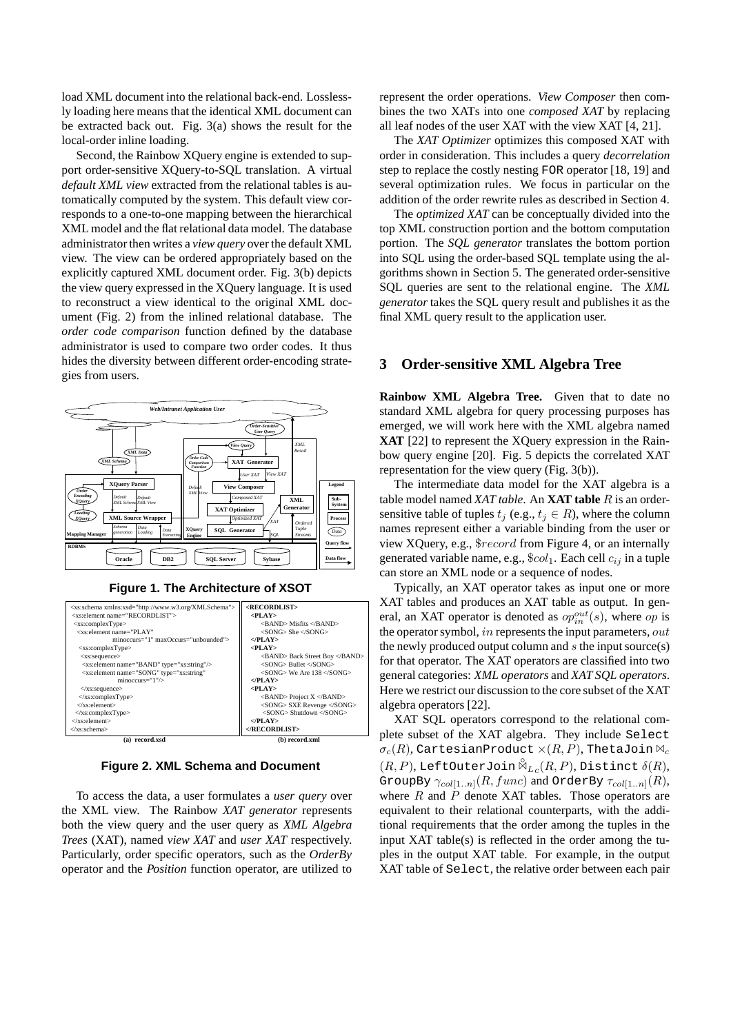load XML document into the relational back-end. Losslessly loading here means that the identical XML document can be extracted back out. Fig. 3(a) shows the result for the local-order inline loading.

Second, the Rainbow XQuery engine is extended to support order-sensitive XQuery-to-SQL translation. A virtual *default XML view* extracted from the relational tables is automatically computed by the system. This default view corresponds to a one-to-one mapping between the hierarchical XML model and the flat relational data model. The database administrator then writes a *view query* over the default XML view. The view can be ordered appropriately based on the explicitly captured XML document order. Fig. 3(b) depicts the view query expressed in the XQuery language. It is used to reconstruct a view identical to the original XML document (Fig. 2) from the inlined relational database. The *order code comparison* function defined by the database administrator is used to compare two order codes. It thus hides the diversity between different order-encoding strategies from users.

**Figure 1. The Architecture of XSOT**

| (a) record.xsd | (b) record.xml |
|---|---|
| `<xs:schema xmlns:xsd="http://www.w3.org/XMLSchema">` | `<RECORDLIST>` |
| `<xs:element name="RECORDLIST">` | `<PLAY>` |
| `<xs:complexType>` | `<BAND> Misfits </BAND>` |
| `<xs:element name="PLAY" minoccurs="1" maxOccurs="unbounded">` | `<SONG> She </SONG>` |
| `<xs:complexType>` | `</PLAY>` |
| `<xs:sequence>` | `<PLAY>` |
| `<xs:element name="BAND" type="xs:string"/>` | `<BAND> Back Street Boy </BAND>` |
| `<xs:element name="SONG" type="xs:string" minoccurs="1"/>` | `<SONG> Bullet </SONG>` |
| `</xs:sequence>` | `<SONG> We Are 138 </SONG>` |
| `</xs:complexType>` | `</PLAY>` |
| `</xs:element>` | `<PLAY>` |
| `</xs:complexType>` | `<BAND> Project X </BAND>` |
| `</xs:element>` | `<SONG> SXE Revenge </SONG>` |
| `</xs:schema>` | `<SONG> Shutdown </SONG>` |
| | `</PLAY>` |
| | `</RECORDLIST>` |

**Figure 2. XML Schema and Document**

To access the data, a user formulates a *user query* over the XML view. The Rainbow *XAT generator* represents both the view query and the user query as *XML Algebra Trees* (XAT), named *view XAT* and *user XAT* respectively. Particularly, order specific operators, such as the *OrderBy* operator and the *Position* function operator, are utilized to represent the order operations. *View Composer* then combines the two XATs into one *composed XAT* by replacing all leaf nodes of the user XAT with the view XAT [4, 21].

The *XAT Optimizer* optimizes this composed XAT with order in consideration. This includes a query *decorrelation* step to replace the costly nesting FOR operator [18, 19] and several optimization rules. We focus in particular on the addition of the order rewrite rules as described in Section 4.

The *optimized XAT* can be conceptually divided into the top XML construction portion and the bottom computation portion. The *SQL generator* translates the bottom portion into SQL using the order-based SQL template using the algorithms shown in Section 5. The generated order-sensitive SQL queries are sent to the relational engine. The *XML generator* takes the SQL query result and publishes it as the final XML query result to the application user.

## 3 Order-sensitive XML Algebra Tree

**Rainbow XML Algebra Tree.** Given that to date no standard XML algebra for query processing purposes has emerged, we will work here with the XML algebra named **XAT** [22] to represent the XQuery expression in the Rainbow query engine [20]. Fig. 5 depicts the correlated XAT representation for the view query (Fig. 3(b)).

The intermediate data model for the XAT algebra is a table model named *XAT table*. An **XAT table** $R$ is an order-sensitive table of tuples $t_j$ (e.g., $t_j \in R$), where the column names represent either a variable binding from the user or view XQuery, e.g., $\$record$ from Figure 4, or an internally generated variable name, e.g., $\$col_1$. Each cell $c_{ij}$ in a tuple can store an XML node or a sequence of nodes.

Typically, an XAT operator takes as input one or more XAT tables and produces an XAT table as output. In general, an XAT operator is denoted as $op_{in}^{out}(s)$, where $op$ is the operator symbol, $in$ represents the input parameters, $out$ the newly produced output column and $s$ the input source(s) for that operator. The XAT operators are classified into two general categories: *XML operators* and *XAT SQL operators*. Here we restrict our discussion to the core subset of the XAT algebra operators [22].

XAT SQL operators correspond to the relational complete subset of the XAT algebra. They include Select $\sigma_c(R)$, CartesianProduct $\times(R, P)$, ThetaJoin $\bowtie_c (R, P)$, LeftOuterJoin $⟕_{Lc}(R, P)$, Distinct $\delta(R)$, GroupBy $\gamma_{col[1..n]}(R, func)$ and OrderBy $\tau_{col[1..n]}(R)$, where $R$ and $P$ denote XAT tables. Those operators are equivalent to their relational counterparts, with the additional requirements that the order among the tuples in the input XAT table(s) is reflected in the order among the tuples in the output XAT table. For example, in the output XAT table of Select, the relative order between each pair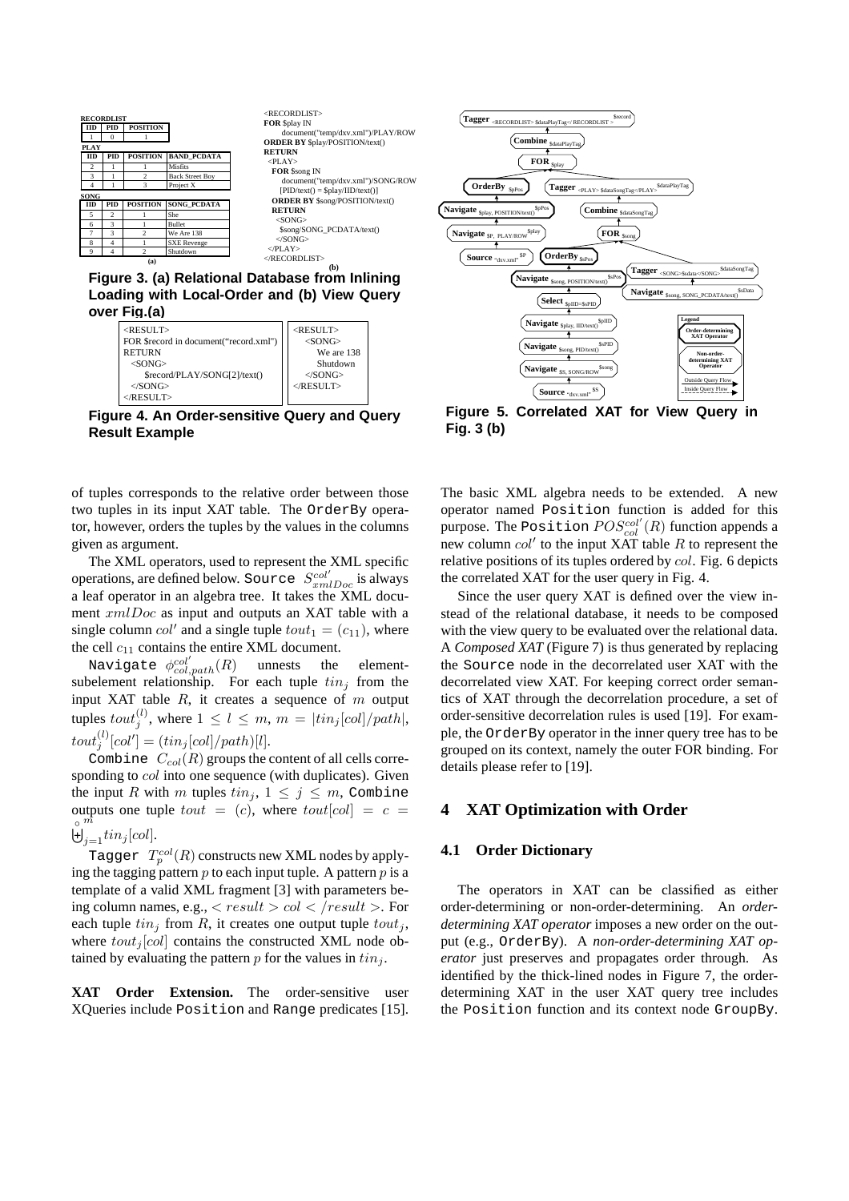**RECORDLIST**

| IID | PID | POSITION |
|---|---|---|
| 1 | 0 | 1 |

**PLAY**

| IID | PID | POSITION | BAND_PCDATA |
|---|---|---|---|
| 2 | 1 | 1 | Misfits |
| 3 | 1 | 2 | Back Street Boy |
| 4 | 1 | 3 | Project X |

**SONG**

| IID | PID | POSITION | SONG_PCDATA |
|---|---|---|---|
| 5 | 2 | 1 | She |
| 6 | 3 | 1 | Bullet |
| 7 | 3 | 2 | We Are 138 |
| 8 | 4 | 1 | SXE Revenge |
| 9 | 4 | 2 | Shutdown |

(a)

```
<RECORDLIST>
FOR $play IN
    document("temp/dxv.xml")/PLAY/ROW
ORDER BY $play/POSITION/text()
RETURN
  <PLAY>
  FOR $song IN
     document("temp/dxv.xml")/SONG/ROW
     [PID/text() = $play/IID/text()]
  ORDER BY $song/POSITION/text()
  RETURN
    <SONG>
    $song/SONG_PCDATA/text()
    </SONG>
  </PLAY>
</RECORDLIST>
```

(b)

**Figure 3. (a) Relational Database from Inlining Loading with Local-Order and (b) View Query over Fig.(a)**

```
<RESULT>
FOR $record in document("record.xml")
RETURN
  <SONG>
    $record/PLAY/SONG[2]/text()
  </SONG>
</RESULT>
```

```
<RESULT>
  <SONG>
    We are 138
    Shutdown
  </SONG>
</RESULT>
```

**Figure 4. An Order-sensitive Query and Query Result Example**

**Figure 5. Correlated XAT for View Query in Fig. 3 (b)**

of tuples corresponds to the relative order between those two tuples in its input XAT table. The OrderBy operator, however, orders the tuples by the values in the columns given as argument.

The XML operators, used to represent the XML specific operations, are defined below. Source $S^{col'}_{xmlDoc}$ is always a leaf operator in an algebra tree. It takes the XML document $xmlDoc$ as input and outputs an XAT table with a single column $col'$ and a single tuple $tout_1 = (c_{11})$, where the cell $c_{11}$ contains the entire XML document.

Navigate $\phi^{col'}_{col,path}(R)$ unnests the element-subelement relationship. For each tuple $tin_j$ from the input XAT table $R$, it creates a sequence of $m$ output tuples $tout^{(l)}_j$, where $1 \leq l \leq m$, $m = |tin_j[col]/path|$, $tout^{(l)}_j[col'] = (tin_j[col]/path)[l]$.

Combine $C_{col}(R)$ groups the content of all cells corresponding to $col$ into one sequence (with duplicates). Given the input $R$ with $m$ tuples $tin_j$, $1 \leq j \leq m$, Combine outputs one tuple $tout = (c)$, where $tout[col] = c = \biguplus^{\circ\, m}_{j=1} tin_j[col]$.

Tagger $T^{col}_p(R)$ constructs new XML nodes by applying the tagging pattern $p$ to each input tuple. A pattern $p$ is a template of a valid XML fragment [3] with parameters being column names, e.g., $< result > col < /result >$. For each tuple $tin_j$ from $R$, it creates one output tuple $tout_j$, where $tout_j[col]$ contains the constructed XML node obtained by evaluating the pattern $p$ for the values in $tin_j$.

**XAT Order Extension.** The order-sensitive user XQueries include Position and Range predicates [15]. The basic XML algebra needs to be extended. A new operator named Position function is added for this purpose. The Position $POS^{col'}_{col}(R)$ function appends a new column $col'$ to the input XAT table $R$ to represent the relative positions of its tuples ordered by $col$. Fig. 6 depicts the correlated XAT for the user query in Fig. 4.

Since the user query XAT is defined over the view instead of the relational database, it needs to be composed with the view query to be evaluated over the relational data. A *Composed XAT* (Figure 7) is thus generated by replacing the Source node in the decorrelated user XAT with the decorrelated view XAT. For keeping correct order semantics of XAT through the decorrelation procedure, a set of order-sensitive decorrelation rules is used [19]. For example, the OrderBy operator in the inner query tree has to be grouped on its context, namely the outer FOR binding. For details please refer to [19].

## 4 XAT Optimization with Order

### 4.1 Order Dictionary

The operators in XAT can be classified as either order-determining or non-order-determining. An *order-determining XAT operator* imposes a new order on the output (e.g., OrderBy). A *non-order-determining XAT operator* just preserves and propagates order through. As identified by the thick-lined nodes in Figure 7, the order-determining XAT in the user XAT query tree includes the Position function and its context node GroupBy.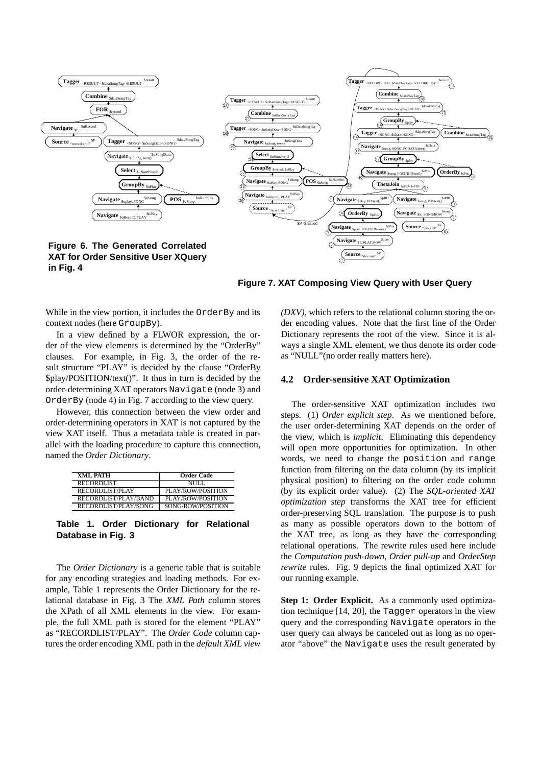Figure 6. The Generated Correlated XAT for Order Sensitive User XQuery in Fig. 4

Figure 7. XAT Composing View Query with User Query

While in the view portion, it includes the `OrderBy` and its context nodes (here `GroupBy`).

In a view defined by a FLWOR expression, the order of the view elements is determined by the "OrderBy" clauses. For example, in Fig. 3, the order of the result structure "PLAY" is decided by the clause "OrderBy $play/POSITION/text()". It thus in turn is decided by the order-determining XAT operators `Navigate` (node 3) and `OrderBy` (node 4) in Fig. 7 according to the view query.

However, this connection between the view order and order-determining operators in XAT is not captured by the view XAT itself. Thus a metadata table is created in parallel with the loading procedure to capture this connection, named the *Order Dictionary*.

| XML PATH | Order Code |
|---|---|
| RECORDLIST | NULL |
| RECORDLIST/PLAY | PLAY/ROW/POSITION |
| RECORDLIST/PLAY/BAND | PLAY/ROW/POSITION |
| RECORDLIST/PLAY/SONG | SONG/ROW/POSITION |

**Table 1. Order Dictionary for Relational Database in Fig. 3**

The *Order Dictionary* is a generic table that is suitable for any encoding strategies and loading methods. For example, Table 1 represents the Order Dictionary for the relational database in Fig. 3 The *XML Path* column stores the XPath of all XML elements in the view. For example, the full XML path is stored for the element "PLAY" as "RECORDLIST/PLAY". The *Order Code* column captures the order encoding XML path in the *default XML view (DXV)*, which refers to the relational column storing the order encoding values. Note that the first line of the Order Dictionary represents the root of the view. Since it is always a single XML element, we thus denote its order code as "NULL"(no order really matters here).

### 4.2 Order-sensitive XAT Optimization

The order-sensitive XAT optimization includes two steps. (1) *Order explicit step*. As we mentioned before, the user order-determining XAT depends on the order of the view, which is *implicit*. Eliminating this dependency will open more opportunities for optimization. In other words, we need to change the `position` and `range` function from filtering on the data column (by its implicit physical position) to filtering on the order code column (by its explicit order value). (2) The *SQL-oriented XAT optimization step* transforms the XAT tree for efficient order-preserving SQL translation. The purpose is to push as many as possible operators down to the bottom of the XAT tree, as long as they have the corresponding relational operations. The rewrite rules used here include the *Computation push-down*, *Order pull-up* and *OrderStep rewrite* rules. Fig. 9 depicts the final optimized XAT for our running example.

**Step 1: Order Explicit.** As a commonly used optimization technique [14, 20], the `Tagger` operators in the view query and the corresponding `Navigate` operators in the user query can always be canceled out as long as no operator "above" the `Navigate` uses the result generated by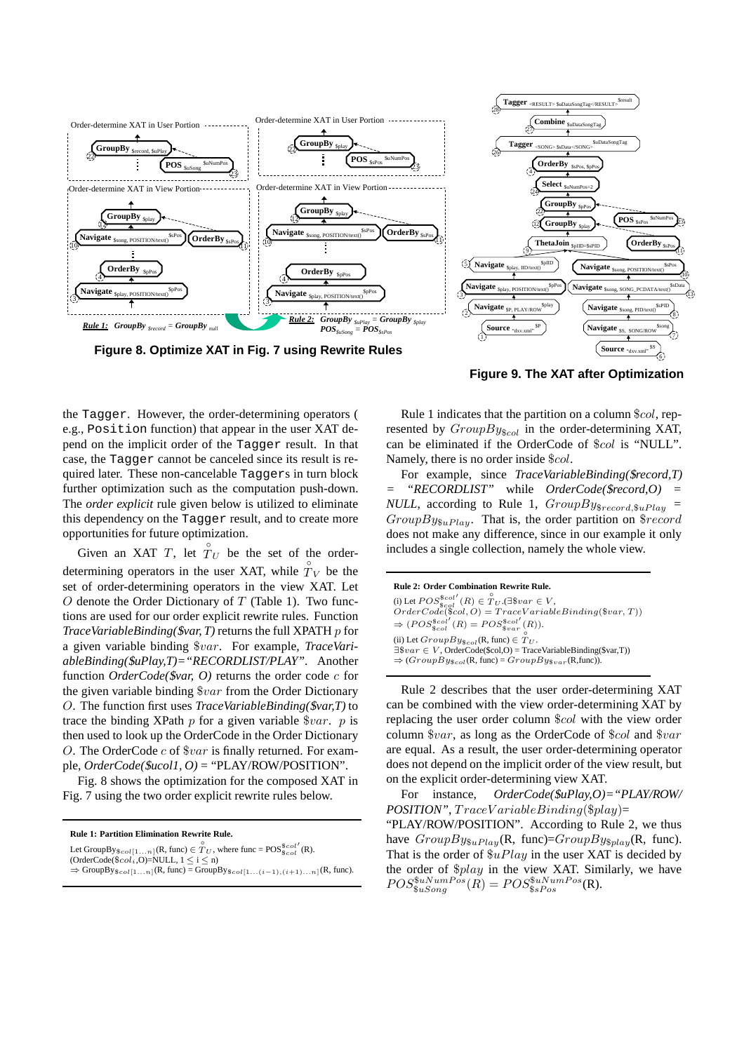**Figure 8. Optimize XAT in Fig. 7 using Rewrite Rules**

**Figure 9. The XAT after Optimization**

the Tagger. However, the order-determining operators ( e.g., Position function) that appear in the user XAT depend on the implicit order of the Tagger result. In that case, the Tagger cannot be canceled since its result is required later. These non-cancelable Taggers in turn block further optimization such as the computation push-down. The *order explicit* rule given below is utilized to eliminate this dependency on the Tagger result, and to create more opportunities for future optimization.

Given an XAT $T$, let $\mathring{T}_U$ be the set of the order-determining operators in the user XAT, while $\mathring{T}_V$ be the set of order-determining operators in the view XAT. Let $O$ denote the Order Dictionary of $T$ (Table 1). Two functions are used for our order explicit rewrite rules. Function *TraceVariableBinding($var, T)* returns the full XPATH $p$ for a given variable binding $\$var$. For example, *TraceVariableBinding($uPlay,T)="RECORDLIST/PLAY"*. Another function *OrderCode($var, O)* returns the order code $c$ for the given variable binding $\$var$ from the Order Dictionary $O$. The function first uses *TraceVariableBinding($var,T)* to trace the binding XPath $p$ for a given variable $\$var$. $p$ is then used to look up the OrderCode in the Order Dictionary $O$. The OrderCode $c$ of $\$var$ is finally returned. For example, *OrderCode($ucol1, O)* = "PLAY/ROW/POSITION".

Fig. 8 shows the optimization for the composed XAT in Fig. 7 using the two order explicit rewrite rules below.

---

**Rule 1: Partition Elimination Rewrite Rule.**

Let GroupBy$_{\$col[1...n]}$(R, func) $\in \mathring{T}_U$, where func = POS$^{\$col'}_{\$col}$(R).
(OrderCode($\$col_i$,O)=NULL, $1 \leq i \leq n$)
$\Rightarrow$ GroupBy$_{\$col[1...n]}$(R, func) = GroupBy$_{\$col[1...(i-1),(i+1)...n]}$(R, func).

---

Rule 1 indicates that the partition on a column $\$col$, represented by $GroupBy_{\$col}$ in the order-determining XAT, can be eliminated if the OrderCode of $\$col$ is "NULL". Namely, there is no order inside $\$col$.

For example, since *TraceVariableBinding($record,T) = "RECORDLIST"* while *OrderCode($record,O) = NULL*, according to Rule 1, $GroupBy_{\$record,\$uPlay} = GroupBy_{\$uPlay}$. That is, the order partition on $\$record$ does not make any difference, since in our example it only includes a single collection, namely the whole view.

---

**Rule 2: Order Combination Rewrite Rule.**

(i) Let $POS^{\$col'}_{\$col}(R) \in \mathring{T}_U.(\exists \$var \in V,$
$OrderCode(\$col, O) = TraceVariableBinding(\$var, T))$
$\Rightarrow (POS^{\$col'}_{\$col}(R) = POS^{\$col'}_{\$var}(R)).$
(ii) Let $GroupBy_{\$col}$(R, func) $\in \mathring{T}_U$.
$\exists \$var \in V$, OrderCode($col,O) = TraceVariableBinding($var,T))
$\Rightarrow$ ($GroupBy_{\$col}$(R, func) = $GroupBy_{\$var}$(R,func)).

---

Rule 2 describes that the user order-determining XAT can be combined with the view order-determining XAT by replacing the user order column $\$col$ with the view order column $\$var$, as long as the OrderCode of $\$col$ and $\$var$ are equal. As a result, the user order-determining operator does not depend on the implicit order of the view result, but on the explicit order-determining view XAT.

For instance, *OrderCode($uPlay,O)="PLAY/ROW/POSITION"*, $TraceVariableBinding(\$play)$= "PLAY/ROW/POSITION". According to Rule 2, we thus have $GroupBy_{\$uPlay}$(R, func)=$GroupBy_{\$play}$(R, func). That is the order of $\$uPlay$ in the user XAT is decided by the order of $\$play$ in the view XAT. Similarly, we have $POS^{\$uNumPos}_{\$uSong}(R) = POS^{\$uNumPos}_{\$sPos}$(R).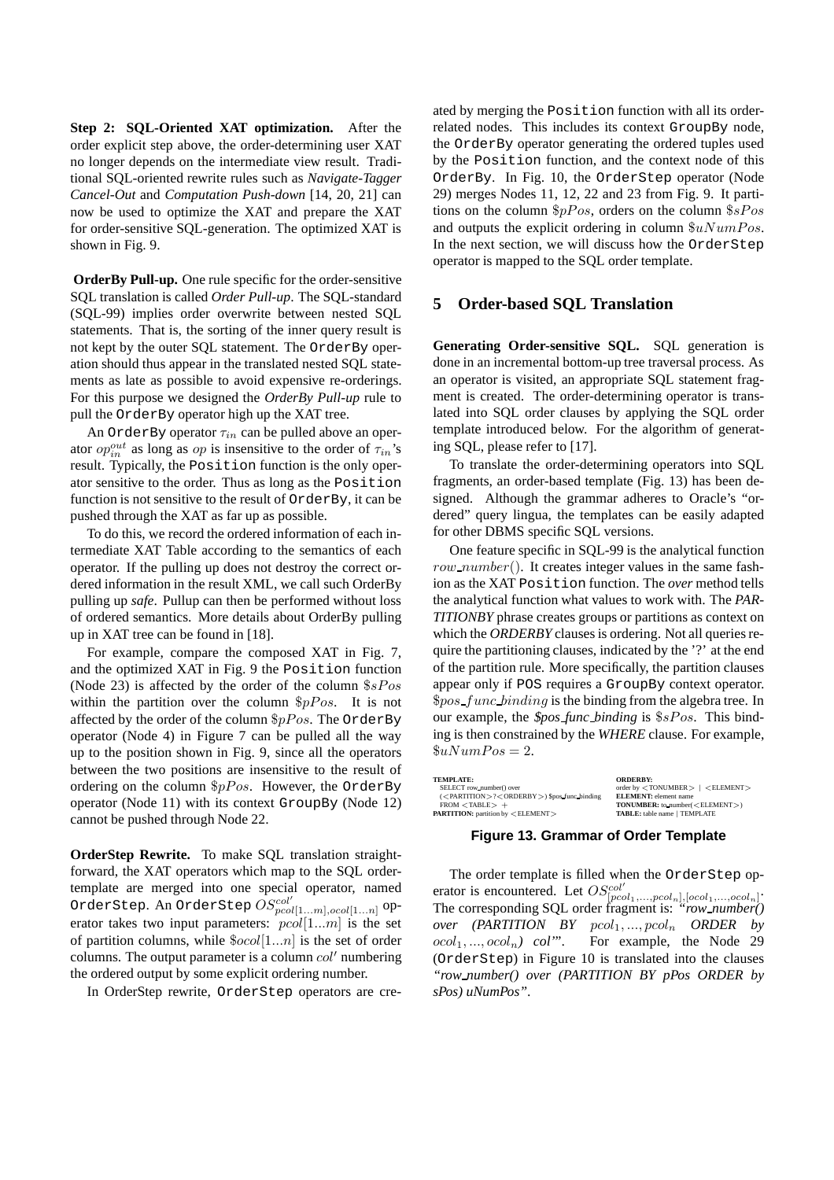**Step 2: SQL-Oriented XAT optimization.** After the order explicit step above, the order-determining user XAT no longer depends on the intermediate view result. Traditional SQL-oriented rewrite rules such as *Navigate-Tagger Cancel-Out* and *Computation Push-down* [14, 20, 21] can now be used to optimize the XAT and prepare the XAT for order-sensitive SQL-generation. The optimized XAT is shown in Fig. 9.

**OrderBy Pull-up.** One rule specific for the order-sensitive SQL translation is called *Order Pull-up*. The SQL-standard (SQL-99) implies order overwrite between nested SQL statements. That is, the sorting of the inner query result is not kept by the outer SQL statement. The OrderBy operation should thus appear in the translated nested SQL statements as late as possible to avoid expensive re-orderings. For this purpose we designed the *OrderBy Pull-up* rule to pull the OrderBy operator high up the XAT tree.

An OrderBy operator $\tau_{in}$ can be pulled above an operator $op_{in}^{out}$ as long as $op$ is insensitive to the order of $\tau_{in}$'s result. Typically, the Position function is the only operator sensitive to the order. Thus as long as the Position function is not sensitive to the result of OrderBy, it can be pushed through the XAT as far up as possible.

To do this, we record the ordered information of each intermediate XAT Table according to the semantics of each operator. If the pulling up does not destroy the correct ordered information in the result XML, we call such OrderBy pulling up *safe*. Pullup can then be performed without loss of ordered semantics. More details about OrderBy pulling up in XAT tree can be found in [18].

For example, compare the composed XAT in Fig. 7, and the optimized XAT in Fig. 9 the Position function (Node 23) is affected by the order of the column $\$sPos$ within the partition over the column $\$pPos$. It is not affected by the order of the column $\$pPos$. The OrderBy operator (Node 4) in Figure 7 can be pulled all the way up to the position shown in Fig. 9, since all the operators between the two positions are insensitive to the result of ordering on the column $\$pPos$. However, the OrderBy operator (Node 11) with its context GroupBy (Node 12) cannot be pushed through Node 22.

**OrderStep Rewrite.** To make SQL translation straightforward, the XAT operators which map to the SQL order-template are merged into one special operator, named OrderStep. An OrderStep $OS^{col'}_{pcol[1...m],ocol[1...n]}$ operator takes two input parameters: $pcol[1...m]$ is the set of partition columns, while $\$ocol[1...n]$ is the set of order columns. The output parameter is a column $col'$ numbering the ordered output by some explicit ordering number.

In OrderStep rewrite, OrderStep operators are created by merging the Position function with all its order-related nodes. This includes its context GroupBy node, the OrderBy operator generating the ordered tuples used by the Position function, and the context node of this OrderBy. In Fig. 10, the OrderStep operator (Node 29) merges Nodes 11, 12, 22 and 23 from Fig. 9. It partitions on the column $\$pPos$, orders on the column $\$sPos$ and outputs the explicit ordering in column $\$uNumPos$. In the next section, we will discuss how the OrderStep operator is mapped to the SQL order template.

## 5 Order-based SQL Translation

**Generating Order-sensitive SQL.** SQL generation is done in an incremental bottom-up tree traversal process. As an operator is visited, an appropriate SQL statement fragment is created. The order-determining operator is translated into SQL order clauses by applying the SQL order template introduced below. For the algorithm of generating SQL, please refer to [17].

To translate the order-determining operators into SQL fragments, an order-based template (Fig. 13) has been designed. Although the grammar adheres to Oracle's "ordered" query lingua, the templates can be easily adapted for other DBMS specific SQL versions.

One feature specific in SQL-99 is the analytical function $row\_number()$. It creates integer values in the same fashion as the XAT Position function. The *over* method tells the analytical function what values to work with. The *PARTITIONBY* phrase creates groups or partitions as context on which the *ORDERBY* clauses is ordering. Not all queries require the partitioning clauses, indicated by the '?' at the end of the partition rule. More specifically, the partition clauses appear only if POS requires a GroupBy context operator. $\$pos\_func\_binding$ is the binding from the algebra tree. In our example, the *$pos_func_binding* is $\$sPos$. This binding is then constrained by the *WHERE* clause. For example, $\$uNumPos = 2$.

**TEMPLATE:**
SELECT row_number() over
(<PARTITION>?<ORDERBY>) $pos_func_binding
FROM <TABLE> +
**PARTITION:** partition by <ELEMENT>

**ORDERBY:**
order by <TONUMBER> | <ELEMENT>
**ELEMENT:** element name
**TONUMBER:** to_number(<ELEMENT>)
**TABLE:** table name | TEMPLATE

**Figure 13. Grammar of Order Template**

The order template is filled when the OrderStep operator is encountered. Let $OS^{col'}_{[pcol_1,...,pcol_n],[ocol_1,...,ocol_n]}$. The corresponding SQL order fragment is: *"row_number() over (PARTITION BY $pcol_1, ..., pcol_n$ ORDER by $ocol_1, ..., ocol_n$) col'"*. For example, the Node 29 (OrderStep) in Figure 10 is translated into the clauses *"row_number() over (PARTITION BY pPos ORDER by sPos) uNumPos"*.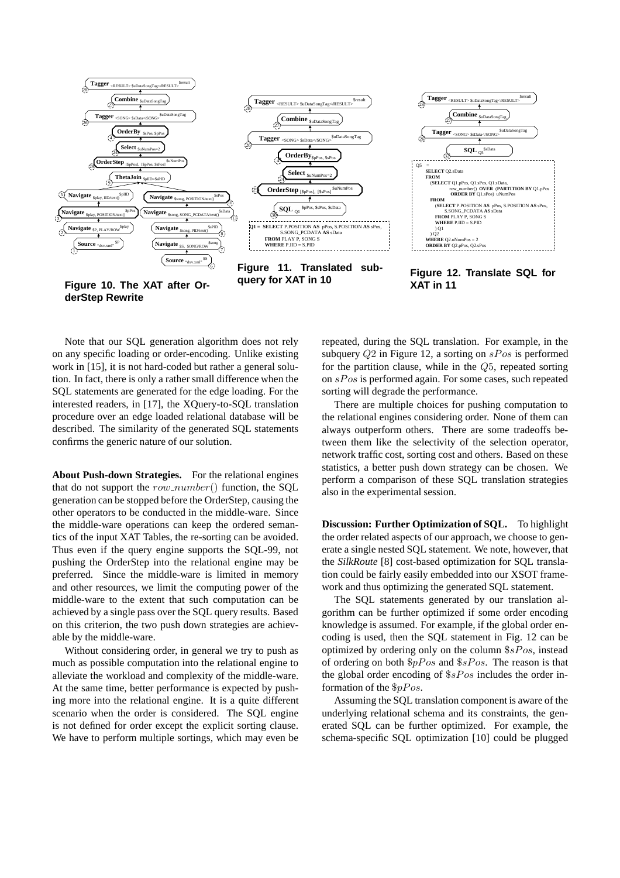Figure 10. The XAT after OrderStep Rewrite

Figure 11. Translated subquery for XAT in 10

```
Q1 = SELECT P.POSITION AS pPos, S.POSITION AS sPos,
            S.SONG_PCDATA AS sData
     FROM PLAY P, SONG S
     WHERE P.IID = S.PID
```

Figure 12. Translate SQL for XAT in 11

```
Q5 =
  SELECT Q2.sData
  FROM
    (SELECT Q1.pPos, Q1.sPos, Q1.sData,
            row_number() OVER (PARTITION BY Q1.pPos
            ORDER BY Q1.sPos) uNumPos
     FROM
       (SELECT P.POSITION AS pPos, S.POSITION AS sPos,
               S.SONG_PCDATA AS sData
        FROM PLAY P, SONG S
        WHERE P.IID = S.PID
       ) Q1
    ) Q2
  WHERE Q2.uNumPos = 2
  ORDER BY Q2.pPos, Q2.sPos
```

Note that our SQL generation algorithm does not rely on any specific loading or order-encoding. Unlike existing work in [15], it is not hard-coded but rather a general solution. In fact, there is only a rather small difference when the SQL statements are generated for the edge loading. For the interested readers, in [17], the XQuery-to-SQL translation procedure over an edge loaded relational database will be described. The similarity of the generated SQL statements confirms the generic nature of our solution.

**About Push-down Strategies.** For the relational engines that do not support the $row\_number()$ function, the SQL generation can be stopped before the OrderStep, causing the other operators to be conducted in the middle-ware. Since the middle-ware operations can keep the ordered semantics of the input XAT Tables, the re-sorting can be avoided. Thus even if the query engine supports the SQL-99, not pushing the OrderStep into the relational engine may be preferred. Since the middle-ware is limited in memory and other resources, we limit the computing power of the middle-ware to the extent that such computation can be achieved by a single pass over the SQL query results. Based on this criterion, the two push down strategies are achievable by the middle-ware.

Without considering order, in general we try to push as much as possible computation into the relational engine to alleviate the workload and complexity of the middle-ware. At the same time, better performance is expected by pushing more into the relational engine. It is a quite different scenario when the order is considered. The SQL engine is not defined for order except the explicit sorting clause. We have to perform multiple sortings, which may even be repeated, during the SQL translation. For example, in the subquery $Q2$ in Figure 12, a sorting on $sPos$ is performed for the partition clause, while in the $Q5$, repeated sorting on $sPos$ is performed again. For some cases, such repeated sorting will degrade the performance.

There are multiple choices for pushing computation to the relational engines considering order. None of them can always outperform others. There are some tradeoffs between them like the selectivity of the selection operator, network traffic cost, sorting cost and others. Based on these statistics, a better push down strategy can be chosen. We perform a comparison of these SQL translation strategies also in the experimental session.

**Discussion: Further Optimization of SQL.** To highlight the order related aspects of our approach, we choose to generate a single nested SQL statement. We note, however, that the *SilkRoute* [8] cost-based optimization for SQL translation could be fairly easily embedded into our XSOT framework and thus optimizing the generated SQL statement.

The SQL statements generated by our translation algorithm can be further optimized if some order encoding knowledge is assumed. For example, if the global order encoding is used, then the SQL statement in Fig. 12 can be optimized by ordering only on the column $\$sPos$, instead of ordering on both $\$pPos$ and $\$sPos$. The reason is that the global order encoding of $\$sPos$ includes the order information of the $\$pPos$.

Assuming the SQL translation component is aware of the underlying relational schema and its constraints, the generated SQL can be further optimized. For example, the schema-specific SQL optimization [10] could be plugged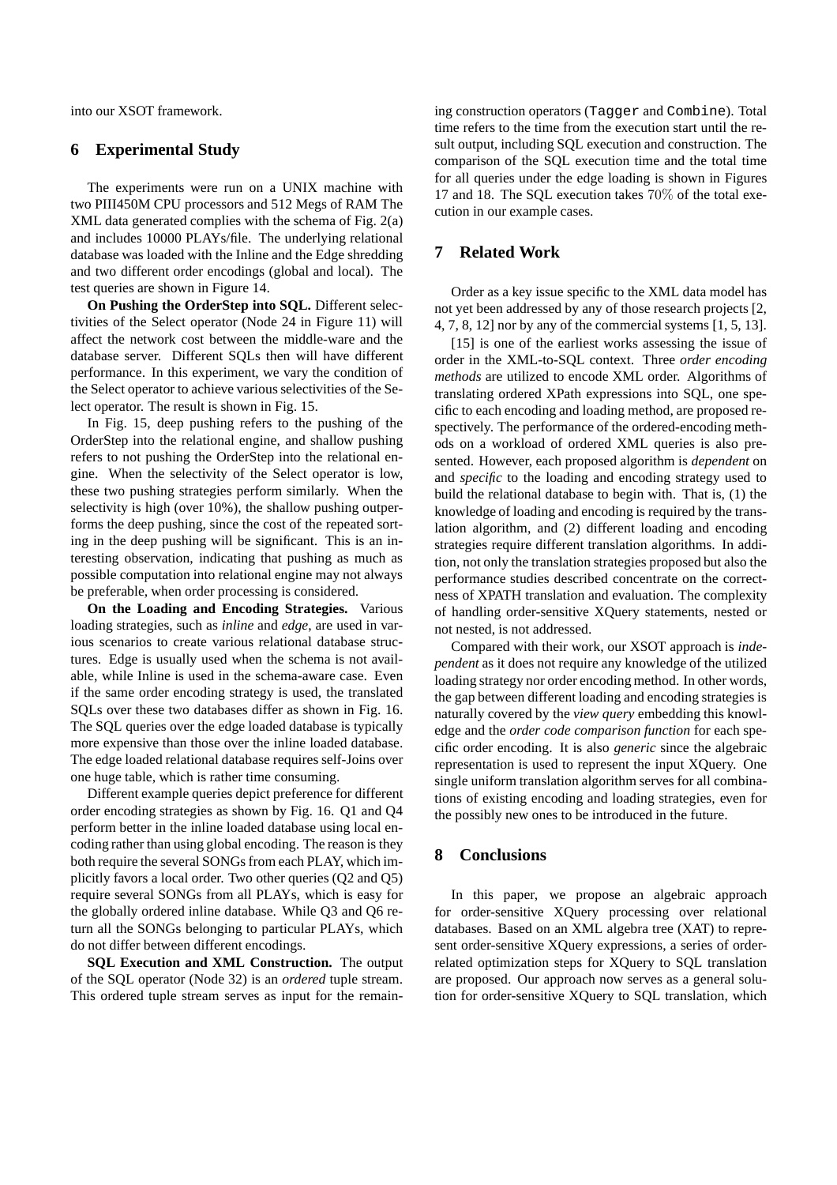into our XSOT framework.

## 6 Experimental Study

The experiments were run on a UNIX machine with two PIII450M CPU processors and 512 Megs of RAM The XML data generated complies with the schema of Fig. 2(a) and includes 10000 PLAYs/file. The underlying relational database was loaded with the Inline and the Edge shredding and two different order encodings (global and local). The test queries are shown in Figure 14.

**On Pushing the OrderStep into SQL.** Different selectivities of the Select operator (Node 24 in Figure 11) will affect the network cost between the middle-ware and the database server. Different SQLs then will have different performance. In this experiment, we vary the condition of the Select operator to achieve various selectivities of the Select operator. The result is shown in Fig. 15.

In Fig. 15, deep pushing refers to the pushing of the OrderStep into the relational engine, and shallow pushing refers to not pushing the OrderStep into the relational engine. When the selectivity of the Select operator is low, these two pushing strategies perform similarly. When the selectivity is high (over 10%), the shallow pushing outperforms the deep pushing, since the cost of the repeated sorting in the deep pushing will be significant. This is an interesting observation, indicating that pushing as much as possible computation into relational engine may not always be preferable, when order processing is considered.

**On the Loading and Encoding Strategies.** Various loading strategies, such as *inline* and *edge*, are used in various scenarios to create various relational database structures. Edge is usually used when the schema is not available, while Inline is used in the schema-aware case. Even if the same order encoding strategy is used, the translated SQLs over these two databases differ as shown in Fig. 16. The SQL queries over the edge loaded database is typically more expensive than those over the inline loaded database. The edge loaded relational database requires self-Joins over one huge table, which is rather time consuming.

Different example queries depict preference for different order encoding strategies as shown by Fig. 16. Q1 and Q4 perform better in the inline loaded database using local encoding rather than using global encoding. The reason is they both require the several SONGs from each PLAY, which implicitly favors a local order. Two other queries (Q2 and Q5) require several SONGs from all PLAYs, which is easy for the globally ordered inline database. While Q3 and Q6 return all the SONGs belonging to particular PLAYs, which do not differ between different encodings.

**SQL Execution and XML Construction.** The output of the SQL operator (Node 32) is an *ordered* tuple stream. This ordered tuple stream serves as input for the remaining construction operators (`Tagger` and `Combine`). Total time refers to the time from the execution start until the result output, including SQL execution and construction. The comparison of the SQL execution time and the total time for all queries under the edge loading is shown in Figures 17 and 18. The SQL execution takes 70% of the total execution in our example cases.

## 7 Related Work

Order as a key issue specific to the XML data model has not yet been addressed by any of those research projects [2, 4, 7, 8, 12] nor by any of the commercial systems [1, 5, 13].

[15] is one of the earliest works assessing the issue of order in the XML-to-SQL context. Three *order encoding methods* are utilized to encode XML order. Algorithms of translating ordered XPath expressions into SQL, one specific to each encoding and loading method, are proposed respectively. The performance of the ordered-encoding methods on a workload of ordered XML queries is also presented. However, each proposed algorithm is *dependent* on and *specific* to the loading and encoding strategy used to build the relational database to begin with. That is, (1) the knowledge of loading and encoding is required by the translation algorithm, and (2) different loading and encoding strategies require different translation algorithms. In addition, not only the translation strategies proposed but also the performance studies described concentrate on the correctness of XPATH translation and evaluation. The complexity of handling order-sensitive XQuery statements, nested or not nested, is not addressed.

Compared with their work, our XSOT approach is *independent* as it does not require any knowledge of the utilized loading strategy nor order encoding method. In other words, the gap between different loading and encoding strategies is naturally covered by the *view query* embedding this knowledge and the *order code comparison function* for each specific order encoding. It is also *generic* since the algebraic representation is used to represent the input XQuery. One single uniform translation algorithm serves for all combinations of existing encoding and loading strategies, even for the possibly new ones to be introduced in the future.

## 8 Conclusions

In this paper, we propose an algebraic approach for order-sensitive XQuery processing over relational databases. Based on an XML algebra tree (XAT) to represent order-sensitive XQuery expressions, a series of order-related optimization steps for XQuery to SQL translation are proposed. Our approach now serves as a general solution for order-sensitive XQuery to SQL translation, which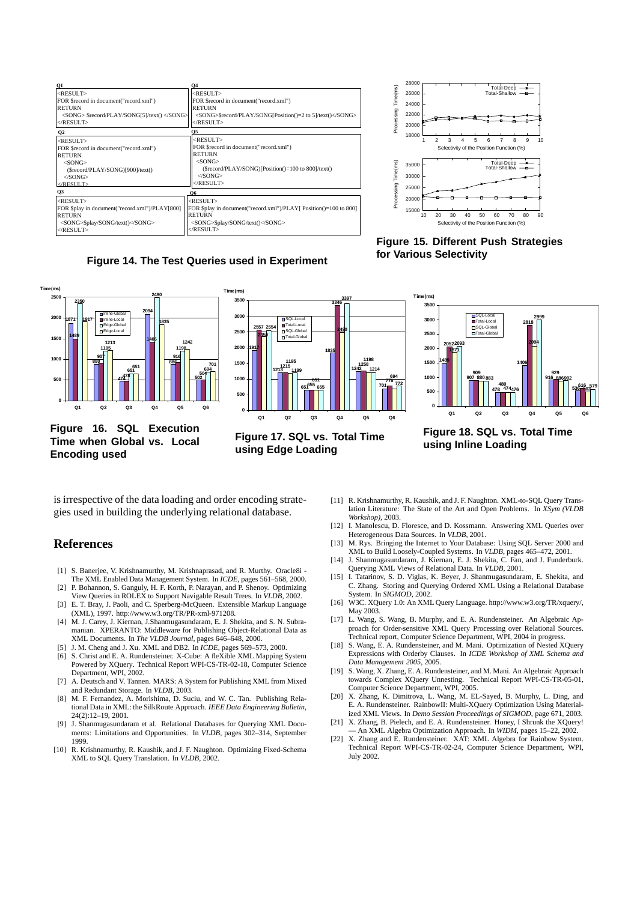Q1

```
<RESULT>
FOR $record in document("record.xml")
RETURN
  <SONG> $record/PLAY/SONG[5]/text() </SONG>
</RESULT>
```

Q2

```
<RESULT>
FOR $record in document("record.xml")
RETURN
  <SONG>
    ($record/PLAY/SONG)[900]/text()
  </SONG>
</RESULT>
```

Q3

```
<RESULT>
FOR $play in document("record.xml")/PLAY[800]
RETURN
  <SONG>$play/SONG/text()</SONG>
</RESULT>
```

Q4

```
<RESULT>
FOR $record in document("record.xml")
RETURN
  <SONG>$record/PLAY/SONG[Position()=2 to 5]/text()</SONG>
</RESULT>
```

Q5

```
<RESULT>
FOR $record in document("record.xml")
RETURN
  <SONG>
    ($record/PLAY/SONG)[Position()=100 to 800]/text()
  </SONG>
</RESULT>
```

Q6

```
<RESULT>
FOR $play in document("record.xml")/PLAY[ Position()=100 to 800]
RETURN
  <SONG>$play/SONG/text()</SONG>
</RESULT>
```

**Figure 14. The Test Queries used in Experiment**

Processing Time(ms)
28000
26000
24000
22000
20000
18000
1 2 3 4 5 6 7 8 9 10
Selectivity of the Position Function (%)
Total-Deep
Total-Shallow

Processing Time(ms)
35000
30000
25000
20000
15000
10 20 30 40 50 60 70 80 90
Selectivity of the Position Function (%)
Total-Deep
Total-Shallow

**Figure 15. Different Push Strategies for Various Selectivity**

Time(ms)
2500
2000
1500
1000
500
0
Q1 Q2 Q3 Q4 Q5 Q6
Inline-Global
Inline-Local
Edge-Global
Edge-Local
1871 1489 2350 1917
907 880 1213 1195
474 471 651 651
2094 1406 2490 1835
916 886 1198 1242
502 504 694 701

**Figure 16. SQL Execution Time when Global vs. Local Encoding used**

Time(ms)
3500
3000
2500
2000
1500
1000
500
0
Q1 Q2 Q3 Q4 Q5 Q6
SQL-Local
Total-Local
SQL-Global
Total-Global
1917 2557 2350 2554
1213 1215 1195 1199
651 655 651 655
1835 3346 2490 3397
1242 1258 1198 1214
701 776 694 772

**Figure 17. SQL vs. Total Time using Edge Loading**

Time(ms)
3500
3000
2500
2000
1500
1000
500
0
Q1 Q2 Q3 Q4 Q5 Q6
SQL-Local
Total-Local
SQL-Global
Total-Global
1489 2052 1871 2093
907 909 880 883
478 480 474 476
1406 2818 2094 2999
916 929 886 902
536 616 502 579

**Figure 18. SQL vs. Total Time using Inline Loading**

is irrespective of the data loading and order encoding strategies used in building the underlying relational database.

## References

[1] S. Banerjee, V. Krishnamurthy, M. Krishnaprasad, and R. Murthy. Oracle8i - The XML Enabled Data Management System. In *ICDE*, pages 561–568, 2000.

[2] P. Bohannon, S. Ganguly, H. F. Korth, P. Narayan, and P. Shenoy. Optimizing View Queries in ROLEX to Support Navigable Result Trees. In *VLDB*, 2002.

[3] E. T. Bray, J. Paoli, and C. Sperberg-McQueen. Extensible Markup Language (XML), 1997. http://www.w3.org/TR/PR-xml-971208.

[4] M. J. Carey, J. Kiernan, J.Shanmugasundaram, E. J. Shekita, and S. N. Subramanian. XPERANTO: Middleware for Publishing Object-Relational Data as XML Documents. In *The VLDB Journal*, pages 646–648, 2000.

[5] J. M. Cheng and J. Xu. XML and DB2. In *ICDE*, pages 569–573, 2000.

[6] S. Christ and E. A. Rundensteiner. X-Cube: A fleXible XML Mapping System Powered by XQuery. Technical Report WPI-CS-TR-02-18, Computer Science Department, WPI, 2002.

[7] A. Deutsch and V. Tannen. MARS: A System for Publishing XML from Mixed and Redundant Storage. In *VLDB*, 2003.

[8] M. F. Fernandez, A. Morishima, D. Suciu, and W. C. Tan. Publishing Relational Data in XML: the SilkRoute Approach. *IEEE Data Engineering Bulletin*, 24(2):12–19, 2001.

[9] J. Shanmugasundaram et al. Relational Databases for Querying XML Documents: Limitations and Opportunities. In *VLDB*, pages 302–314, September 1999.

[10] R. Krishnamurthy, R. Kaushik, and J. F. Naughton. Optimizing Fixed-Schema XML to SQL Query Translation. In *VLDB*, 2002.

[11] R. Krishnamurthy, R. Kaushik, and J. F. Naughton. XML-to-SQL Query Translation Literature: The State of the Art and Open Problems. In *XSym (VLDB Workshop)*, 2003.

[12] I. Manolescu, D. Florescu, and D. Kossmann. Answering XML Queries over Heterogeneous Data Sources. In *VLDB*, 2001.

[13] M. Rys. Bringing the Internet to Your Database: Using SQL Server 2000 and XML to Build Loosely-Coupled Systems. In *VLDB*, pages 465–472, 2001.

[14] J. Shanmugasundaram, J. Kiernan, E. J. Shekita, C. Fan, and J. Funderburk. Querying XML Views of Relational Data. In *VLDB*, 2001.

[15] I. Tatarinov, S. D. Viglas, K. Beyer, J. Shanmugasundaram, E. Shekita, and C. Zhang. Storing and Querying Ordered XML Using a Relational Database System. In *SIGMOD*, 2002.

[16] W3C. XQuery 1.0: An XML Query Language. http://www.w3.org/TR/xquery/, May 2003.

[17] L. Wang, S. Wang, B. Murphy, and E. A. Rundensteiner. An Algebraic Approach for Order-sensitive XML Query Processing over Relational Sources. Technical report, Computer Science Department, WPI, 2004 in progress.

[18] S. Wang, E. A. Rundensteiner, and M. Mani. Optimization of Nested XQuery Expressions with Orderby Clauses. In *ICDE Workshop of XML Schema and Data Management 2005*, 2005.

[19] S. Wang, X. Zhang, E. A. Rundensteiner, and M. Mani. An Algebraic Approach towards Complex XQuery Unnesting. Technical Report WPI-CS-TR-05-01, Computer Science Department, WPI, 2005.

[20] X. Zhang, K. Dimitrova, L. Wang, M. EL-Sayed, B. Murphy, L. Ding, and E. A. Rundensteiner. RainbowII: Multi-XQuery Optimization Using Materialized XML Views. In *Demo Session Proceedings of SIGMOD*, page 671, 2003.

[21] X. Zhang, B. Pielech, and E. A. Rundensteiner. Honey, I Shrunk the XQuery! — An XML Algebra Optimization Approach. In *WIDM*, pages 15–22, 2002.

[22] X. Zhang and E. Rundensteiner. XAT: XML Algebra for Rainbow System. Technical Report WPI-CS-TR-02-24, Computer Science Department, WPI, July 2002.